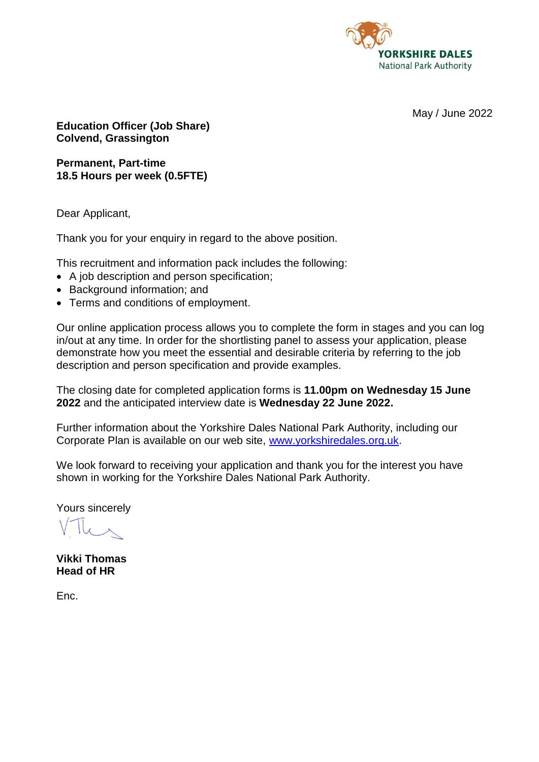YORKSHIRE DALES
National Park Authority

May / June 2022

**Education Officer (Job Share)**
**Colvend, Grassington**

**Permanent, Part-time**
**18.5 Hours per week (0.5FTE)**

Dear Applicant,

Thank you for your enquiry in regard to the above position.

This recruitment and information pack includes the following:

- A job description and person specification;
- Background information; and
- Terms and conditions of employment.

Our online application process allows you to complete the form in stages and you can log in/out at any time. In order for the shortlisting panel to assess your application, please demonstrate how you meet the essential and desirable criteria by referring to the job description and person specification and provide examples.

The closing date for completed application forms is **11.00pm on Wednesday 15 June 2022** and the anticipated interview date is **Wednesday 22 June 2022.**

Further information about the Yorkshire Dales National Park Authority, including our Corporate Plan is available on our web site, www.yorkshiredales.org.uk.

We look forward to receiving your application and thank you for the interest you have shown in working for the Yorkshire Dales National Park Authority.

Yours sincerely

**Vikki Thomas**
**Head of HR**

Enc.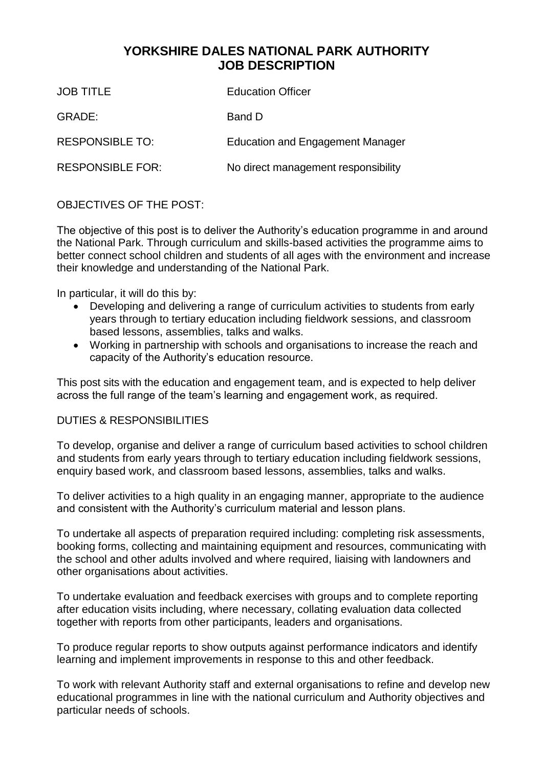# YORKSHIRE DALES NATIONAL PARK AUTHORITY
# JOB DESCRIPTION

| | |
|---|---|
| JOB TITLE | Education Officer |
| GRADE: | Band D |
| RESPONSIBLE TO: | Education and Engagement Manager |
| RESPONSIBLE FOR: | No direct management responsibility |

OBJECTIVES OF THE POST:

The objective of this post is to deliver the Authority's education programme in and around the National Park. Through curriculum and skills-based activities the programme aims to better connect school children and students of all ages with the environment and increase their knowledge and understanding of the National Park.

In particular, it will do this by:

- Developing and delivering a range of curriculum activities to students from early years through to tertiary education including fieldwork sessions, and classroom based lessons, assemblies, talks and walks.
- Working in partnership with schools and organisations to increase the reach and capacity of the Authority's education resource.

This post sits with the education and engagement team, and is expected to help deliver across the full range of the team's learning and engagement work, as required.

DUTIES & RESPONSIBILITIES

To develop, organise and deliver a range of curriculum based activities to school children and students from early years through to tertiary education including fieldwork sessions, enquiry based work, and classroom based lessons, assemblies, talks and walks.

To deliver activities to a high quality in an engaging manner, appropriate to the audience and consistent with the Authority's curriculum material and lesson plans.

To undertake all aspects of preparation required including: completing risk assessments, booking forms, collecting and maintaining equipment and resources, communicating with the school and other adults involved and where required, liaising with landowners and other organisations about activities.

To undertake evaluation and feedback exercises with groups and to complete reporting after education visits including, where necessary, collating evaluation data collected together with reports from other participants, leaders and organisations.

To produce regular reports to show outputs against performance indicators and identify learning and implement improvements in response to this and other feedback.

To work with relevant Authority staff and external organisations to refine and develop new educational programmes in line with the national curriculum and Authority objectives and particular needs of schools.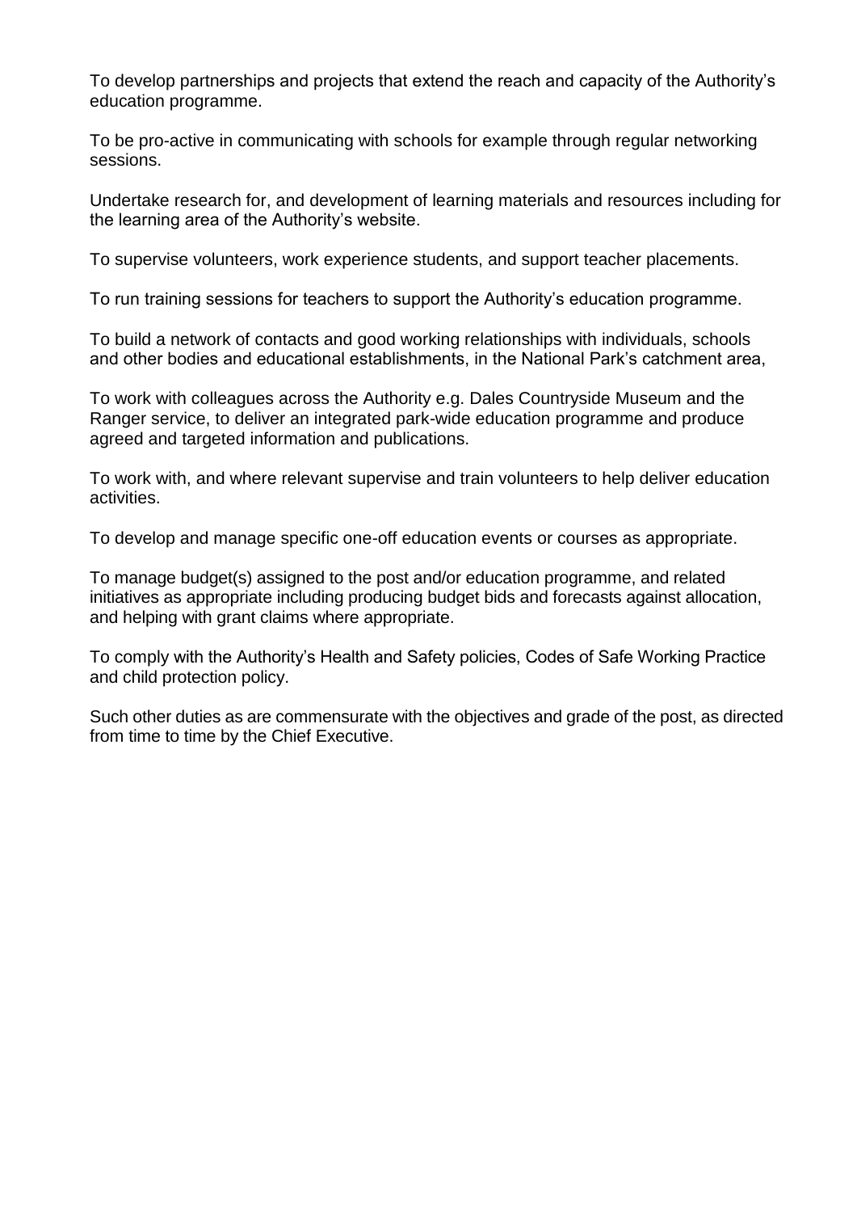To develop partnerships and projects that extend the reach and capacity of the Authority's education programme.

To be pro-active in communicating with schools for example through regular networking sessions.

Undertake research for, and development of learning materials and resources including for the learning area of the Authority's website.

To supervise volunteers, work experience students, and support teacher placements.

To run training sessions for teachers to support the Authority's education programme.

To build a network of contacts and good working relationships with individuals, schools and other bodies and educational establishments, in the National Park's catchment area,

To work with colleagues across the Authority e.g. Dales Countryside Museum and the Ranger service, to deliver an integrated park-wide education programme and produce agreed and targeted information and publications.

To work with, and where relevant supervise and train volunteers to help deliver education activities.

To develop and manage specific one-off education events or courses as appropriate.

To manage budget(s) assigned to the post and/or education programme, and related initiatives as appropriate including producing budget bids and forecasts against allocation, and helping with grant claims where appropriate.

To comply with the Authority's Health and Safety policies, Codes of Safe Working Practice and child protection policy.

Such other duties as are commensurate with the objectives and grade of the post, as directed from time to time by the Chief Executive.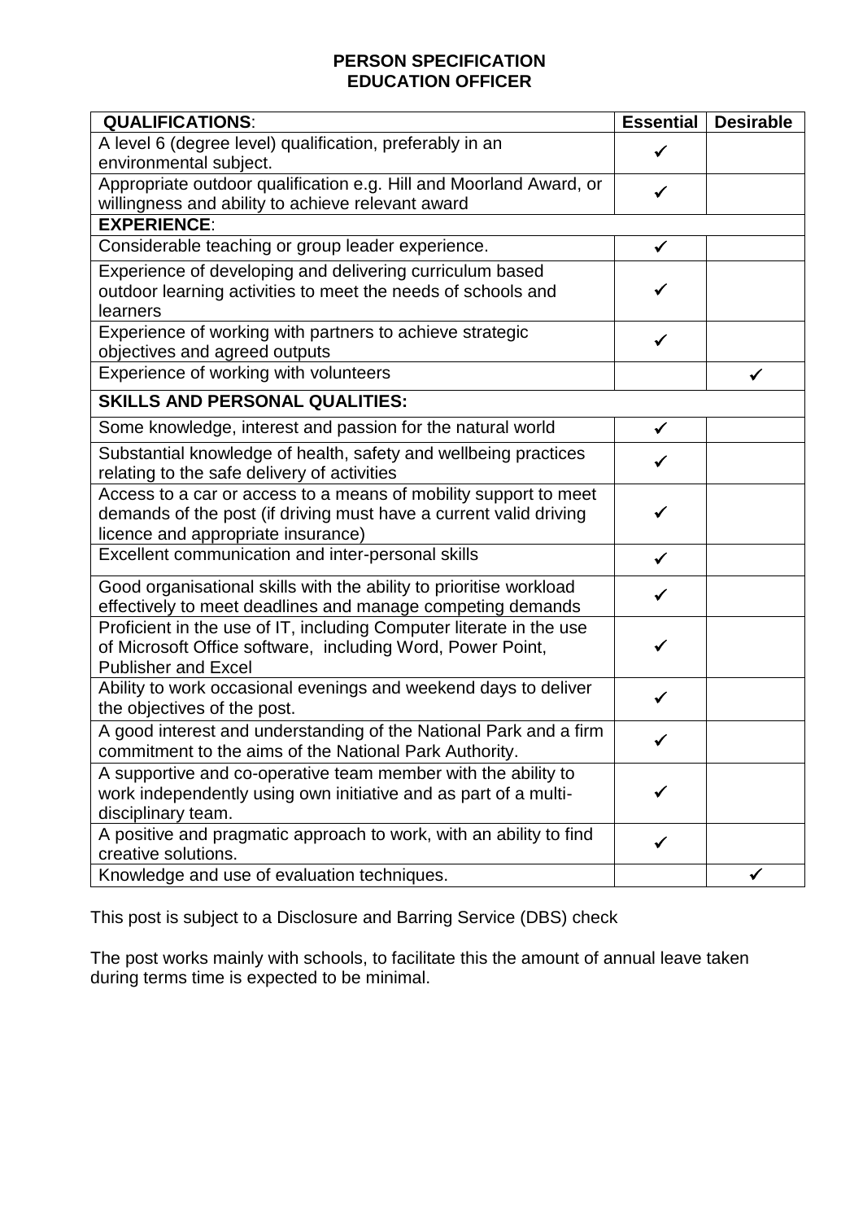# PERSON SPECIFICATION
## EDUCATION OFFICER

| **QUALIFICATIONS**: | **Essential** | **Desirable** |
|---|---|---|
| A level 6 (degree level) qualification, preferably in an environmental subject. | ✓ | |
| Appropriate outdoor qualification e.g. Hill and Moorland Award, or willingness and ability to achieve relevant award | ✓ | |
| **EXPERIENCE**: | | |
| Considerable teaching or group leader experience. | ✓ | |
| Experience of developing and delivering curriculum based outdoor learning activities to meet the needs of schools and learners | ✓ | |
| Experience of working with partners to achieve strategic objectives and agreed outputs | ✓ | |
| Experience of working with volunteers | | ✓ |
| **SKILLS AND PERSONAL QUALITIES:** | | |
| Some knowledge, interest and passion for the natural world | ✓ | |
| Substantial knowledge of health, safety and wellbeing practices relating to the safe delivery of activities | ✓ | |
| Access to a car or access to a means of mobility support to meet demands of the post (if driving must have a current valid driving licence and appropriate insurance) | ✓ | |
| Excellent communication and inter-personal skills | ✓ | |
| Good organisational skills with the ability to prioritise workload effectively to meet deadlines and manage competing demands | ✓ | |
| Proficient in the use of IT, including Computer literate in the use of Microsoft Office software, including Word, Power Point, Publisher and Excel | ✓ | |
| Ability to work occasional evenings and weekend days to deliver the objectives of the post. | ✓ | |
| A good interest and understanding of the National Park and a firm commitment to the aims of the National Park Authority. | ✓ | |
| A supportive and co-operative team member with the ability to work independently using own initiative and as part of a multi-disciplinary team. | ✓ | |
| A positive and pragmatic approach to work, with an ability to find creative solutions. | ✓ | |
| Knowledge and use of evaluation techniques. | | ✓ |

This post is subject to a Disclosure and Barring Service (DBS) check

The post works mainly with schools, to facilitate this the amount of annual leave taken during terms time is expected to be minimal.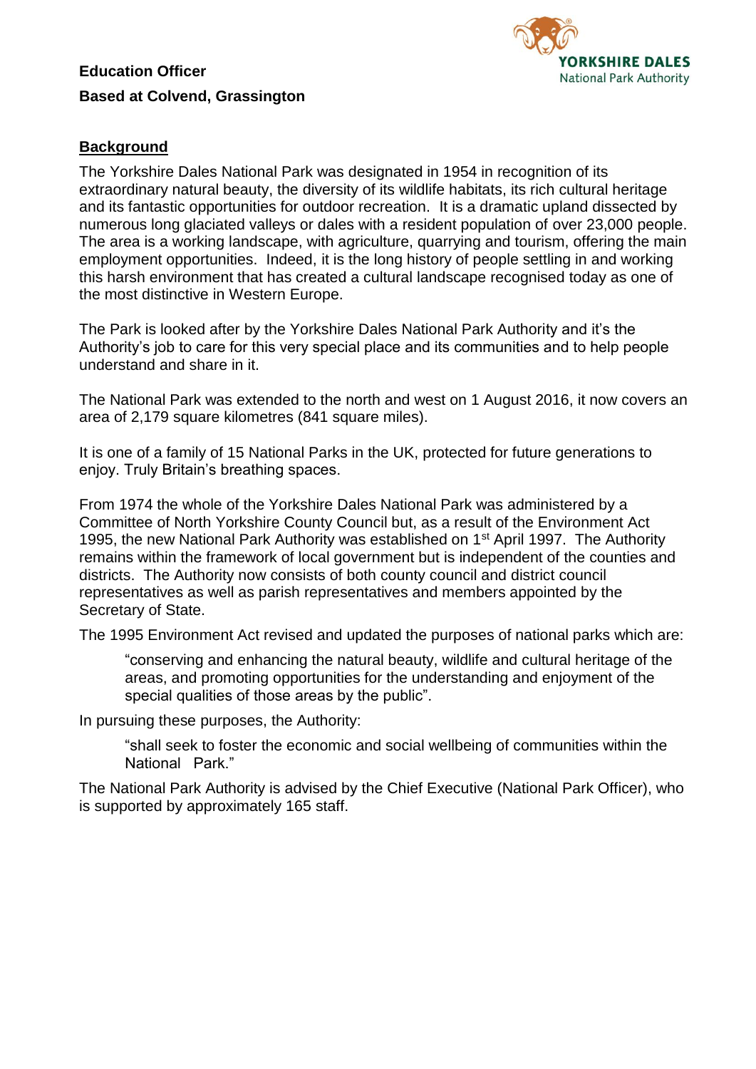**Education Officer**

**Based at Colvend, Grassington**

YORKSHIRE DALES
National Park Authority

## Background

The Yorkshire Dales National Park was designated in 1954 in recognition of its extraordinary natural beauty, the diversity of its wildlife habitats, its rich cultural heritage and its fantastic opportunities for outdoor recreation. It is a dramatic upland dissected by numerous long glaciated valleys or dales with a resident population of over 23,000 people. The area is a working landscape, with agriculture, quarrying and tourism, offering the main employment opportunities. Indeed, it is the long history of people settling in and working this harsh environment that has created a cultural landscape recognised today as one of the most distinctive in Western Europe.

The Park is looked after by the Yorkshire Dales National Park Authority and it's the Authority's job to care for this very special place and its communities and to help people understand and share in it.

The National Park was extended to the north and west on 1 August 2016, it now covers an area of 2,179 square kilometres (841 square miles).

It is one of a family of 15 National Parks in the UK, protected for future generations to enjoy. Truly Britain's breathing spaces.

From 1974 the whole of the Yorkshire Dales National Park was administered by a Committee of North Yorkshire County Council but, as a result of the Environment Act 1995, the new National Park Authority was established on 1st April 1997. The Authority remains within the framework of local government but is independent of the counties and districts. The Authority now consists of both county council and district council representatives as well as parish representatives and members appointed by the Secretary of State.

The 1995 Environment Act revised and updated the purposes of national parks which are:

> "conserving and enhancing the natural beauty, wildlife and cultural heritage of the areas, and promoting opportunities for the understanding and enjoyment of the special qualities of those areas by the public".

In pursuing these purposes, the Authority:

> "shall seek to foster the economic and social wellbeing of communities within the National Park."

The National Park Authority is advised by the Chief Executive (National Park Officer), who is supported by approximately 165 staff.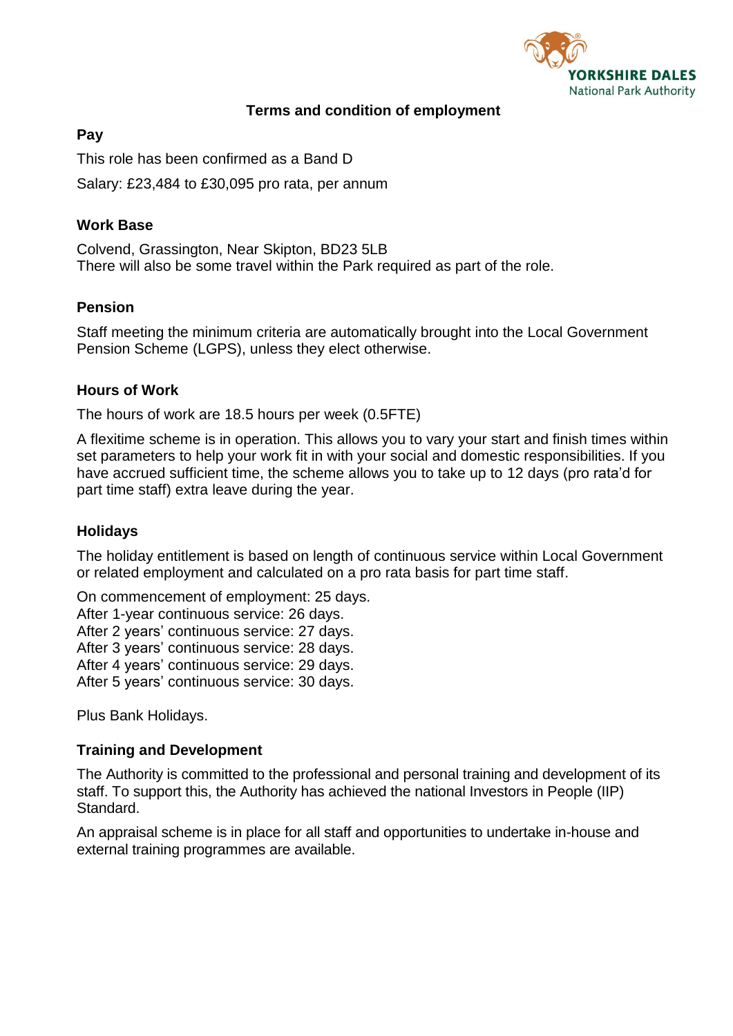## Terms and condition of employment

### Pay

This role has been confirmed as a Band D

Salary: £23,484 to £30,095 pro rata, per annum

### Work Base

Colvend, Grassington, Near Skipton, BD23 5LB
There will also be some travel within the Park required as part of the role.

### Pension

Staff meeting the minimum criteria are automatically brought into the Local Government Pension Scheme (LGPS), unless they elect otherwise.

### Hours of Work

The hours of work are 18.5 hours per week (0.5FTE)

A flexitime scheme is in operation. This allows you to vary your start and finish times within set parameters to help your work fit in with your social and domestic responsibilities. If you have accrued sufficient time, the scheme allows you to take up to 12 days (pro rata'd for part time staff) extra leave during the year.

### Holidays

The holiday entitlement is based on length of continuous service within Local Government or related employment and calculated on a pro rata basis for part time staff.

On commencement of employment: 25 days.
After 1-year continuous service: 26 days.
After 2 years' continuous service: 27 days.
After 3 years' continuous service: 28 days.
After 4 years' continuous service: 29 days.
After 5 years' continuous service: 30 days.

Plus Bank Holidays.

### Training and Development

The Authority is committed to the professional and personal training and development of its staff. To support this, the Authority has achieved the national Investors in People (IIP) Standard.

An appraisal scheme is in place for all staff and opportunities to undertake in-house and external training programmes are available.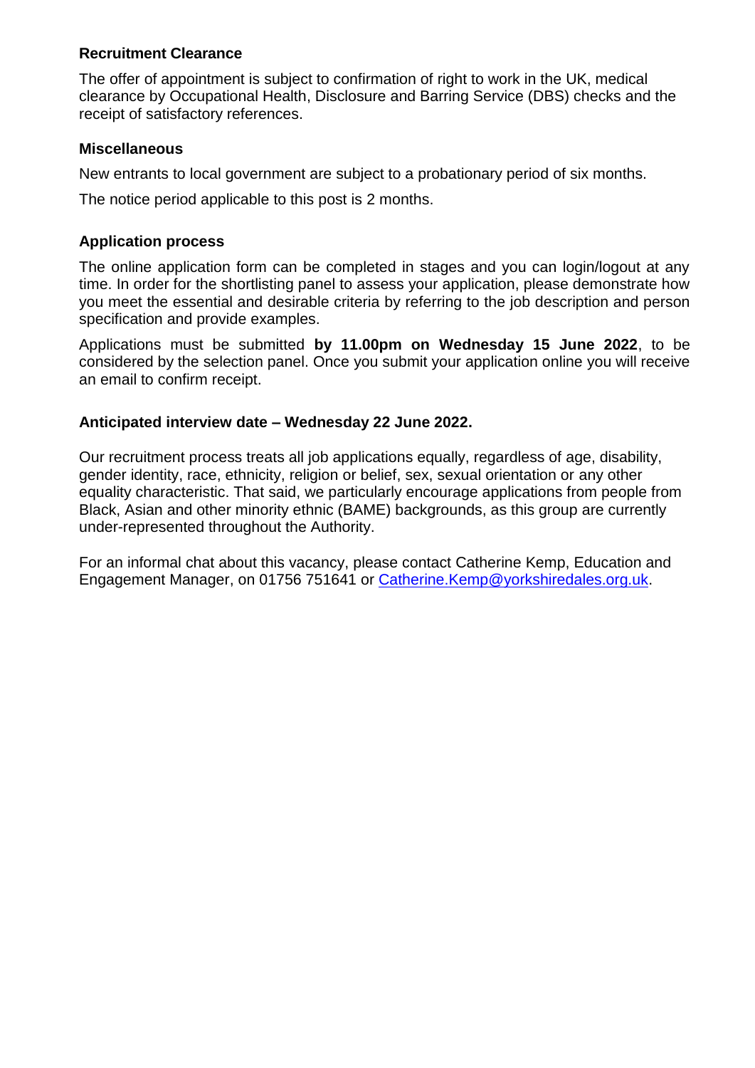**Recruitment Clearance**

The offer of appointment is subject to confirmation of right to work in the UK, medical clearance by Occupational Health, Disclosure and Barring Service (DBS) checks and the receipt of satisfactory references.

**Miscellaneous**

New entrants to local government are subject to a probationary period of six months.

The notice period applicable to this post is 2 months.

**Application process**

The online application form can be completed in stages and you can login/logout at any time. In order for the shortlisting panel to assess your application, please demonstrate how you meet the essential and desirable criteria by referring to the job description and person specification and provide examples.

Applications must be submitted **by 11.00pm on Wednesday 15 June 2022**, to be considered by the selection panel. Once you submit your application online you will receive an email to confirm receipt.

**Anticipated interview date – Wednesday 22 June 2022.**

Our recruitment process treats all job applications equally, regardless of age, disability, gender identity, race, ethnicity, religion or belief, sex, sexual orientation or any other equality characteristic. That said, we particularly encourage applications from people from Black, Asian and other minority ethnic (BAME) backgrounds, as this group are currently under-represented throughout the Authority.

For an informal chat about this vacancy, please contact Catherine Kemp, Education and Engagement Manager, on 01756 751641 or Catherine.Kemp@yorkshiredales.org.uk.